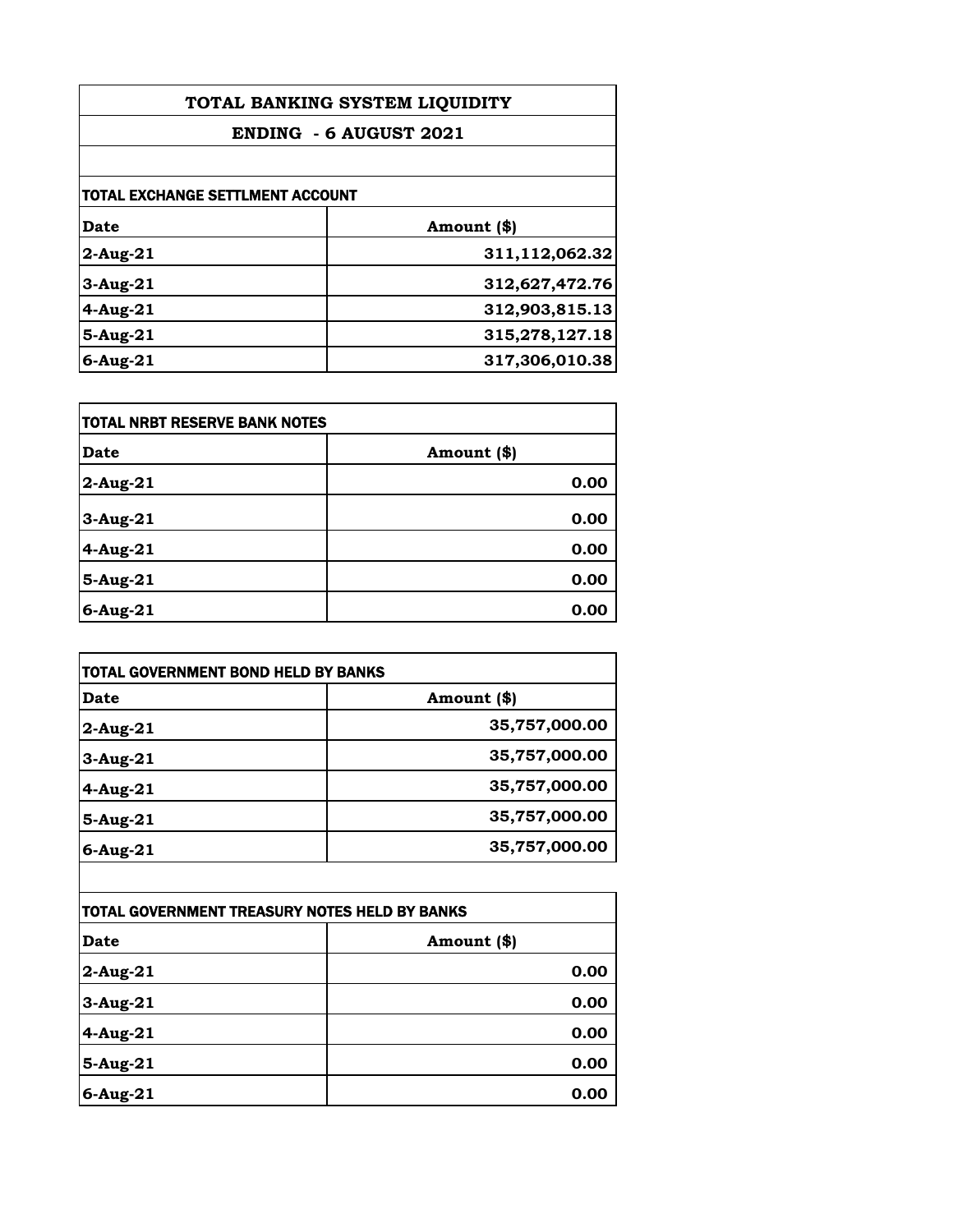# TOTAL BANKING SYSTEM LIQUIDITY

## ENDING - 6 AUGUST 2021

### TOTAL EXCHANGE SETTLMENT ACCOUNT

| Date | Amount ($) |
|---|---|
| 2-Aug-21 | 311,112,062.32 |
| 3-Aug-21 | 312,627,472.76 |
| 4-Aug-21 | 312,903,815.13 |
| 5-Aug-21 | 315,278,127.18 |
| 6-Aug-21 | 317,306,010.38 |

### TOTAL NRBT RESERVE BANK NOTES

| Date | Amount ($) |
|---|---|
| 2-Aug-21 | 0.00 |
| 3-Aug-21 | 0.00 |
| 4-Aug-21 | 0.00 |
| 5-Aug-21 | 0.00 |
| 6-Aug-21 | 0.00 |

### TOTAL GOVERNMENT BOND HELD BY BANKS

| Date | Amount ($) |
|---|---|
| 2-Aug-21 | 35,757,000.00 |
| 3-Aug-21 | 35,757,000.00 |
| 4-Aug-21 | 35,757,000.00 |
| 5-Aug-21 | 35,757,000.00 |
| 6-Aug-21 | 35,757,000.00 |

### TOTAL GOVERNMENT TREASURY NOTES HELD BY BANKS

| Date | Amount ($) |
|---|---|
| 2-Aug-21 | 0.00 |
| 3-Aug-21 | 0.00 |
| 4-Aug-21 | 0.00 |
| 5-Aug-21 | 0.00 |
| 6-Aug-21 | 0.00 |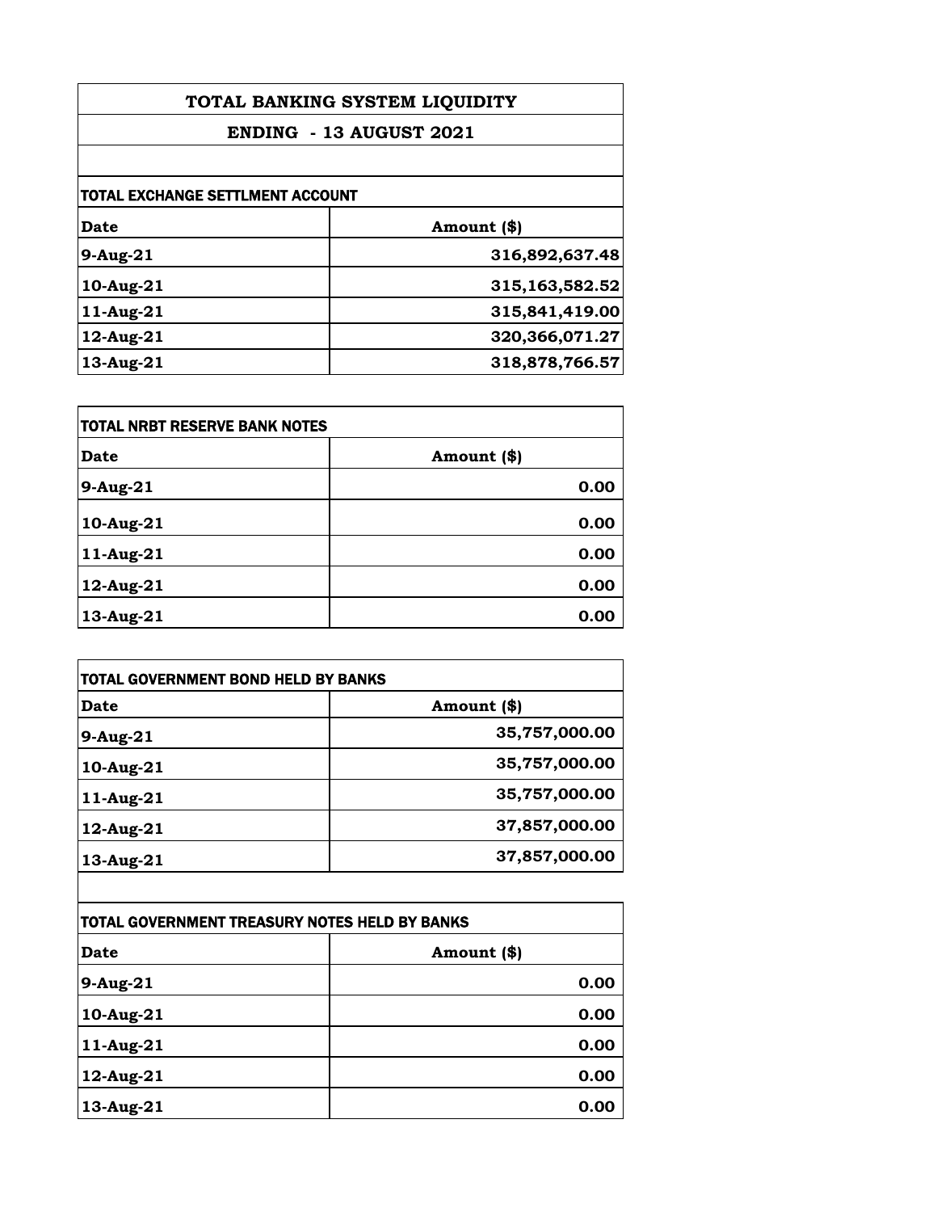# TOTAL BANKING SYSTEM LIQUIDITY

## ENDING - 13 AUGUST 2021

### TOTAL EXCHANGE SETTLMENT ACCOUNT

| Date | Amount ($) |
|---|---:|
| 9-Aug-21 | 316,892,637.48 |
| 10-Aug-21 | 315,163,582.52 |
| 11-Aug-21 | 315,841,419.00 |
| 12-Aug-21 | 320,366,071.27 |
| 13-Aug-21 | 318,878,766.57 |

### TOTAL NRBT RESERVE BANK NOTES

| Date | Amount ($) |
|---|---:|
| 9-Aug-21 | 0.00 |
| 10-Aug-21 | 0.00 |
| 11-Aug-21 | 0.00 |
| 12-Aug-21 | 0.00 |
| 13-Aug-21 | 0.00 |

### TOTAL GOVERNMENT BOND HELD BY BANKS

| Date | Amount ($) |
|---|---:|
| 9-Aug-21 | 35,757,000.00 |
| 10-Aug-21 | 35,757,000.00 |
| 11-Aug-21 | 35,757,000.00 |
| 12-Aug-21 | 37,857,000.00 |
| 13-Aug-21 | 37,857,000.00 |

### TOTAL GOVERNMENT TREASURY NOTES HELD BY BANKS

| Date | Amount ($) |
|---|---:|
| 9-Aug-21 | 0.00 |
| 10-Aug-21 | 0.00 |
| 11-Aug-21 | 0.00 |
| 12-Aug-21 | 0.00 |
| 13-Aug-21 | 0.00 |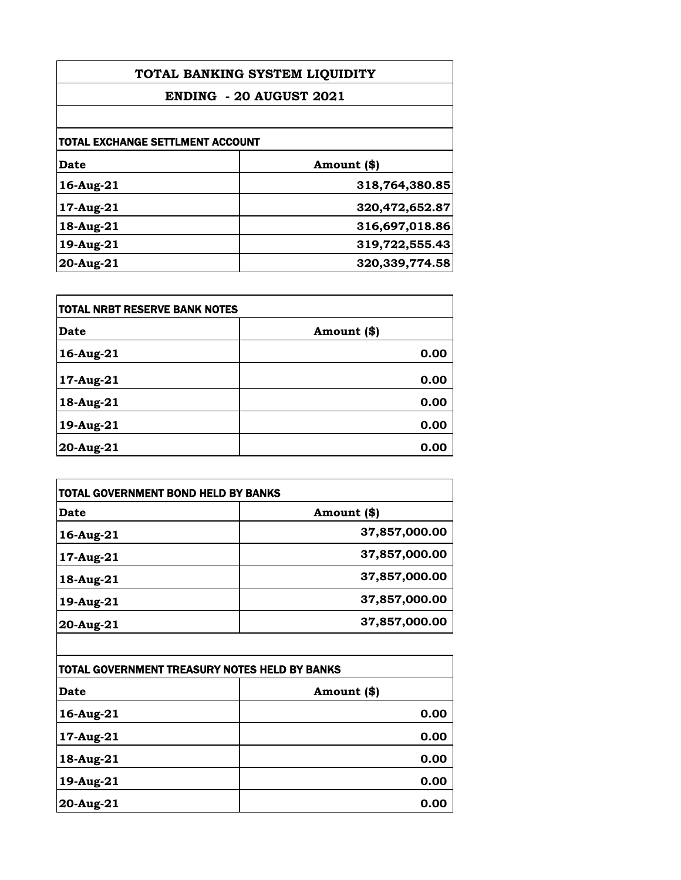# TOTAL BANKING SYSTEM LIQUIDITY

## ENDING - 20 AUGUST 2021

### TOTAL EXCHANGE SETTLMENT ACCOUNT

| Date | Amount ($) |
|---|---|
| 16-Aug-21 | 318,764,380.85 |
| 17-Aug-21 | 320,472,652.87 |
| 18-Aug-21 | 316,697,018.86 |
| 19-Aug-21 | 319,722,555.43 |
| 20-Aug-21 | 320,339,774.58 |

### TOTAL NRBT RESERVE BANK NOTES

| Date | Amount ($) |
|---|---|
| 16-Aug-21 | 0.00 |
| 17-Aug-21 | 0.00 |
| 18-Aug-21 | 0.00 |
| 19-Aug-21 | 0.00 |
| 20-Aug-21 | 0.00 |

### TOTAL GOVERNMENT BOND HELD BY BANKS

| Date | Amount ($) |
|---|---|
| 16-Aug-21 | 37,857,000.00 |
| 17-Aug-21 | 37,857,000.00 |
| 18-Aug-21 | 37,857,000.00 |
| 19-Aug-21 | 37,857,000.00 |
| 20-Aug-21 | 37,857,000.00 |

### TOTAL GOVERNMENT TREASURY NOTES HELD BY BANKS

| Date | Amount ($) |
|---|---|
| 16-Aug-21 | 0.00 |
| 17-Aug-21 | 0.00 |
| 18-Aug-21 | 0.00 |
| 19-Aug-21 | 0.00 |
| 20-Aug-21 | 0.00 |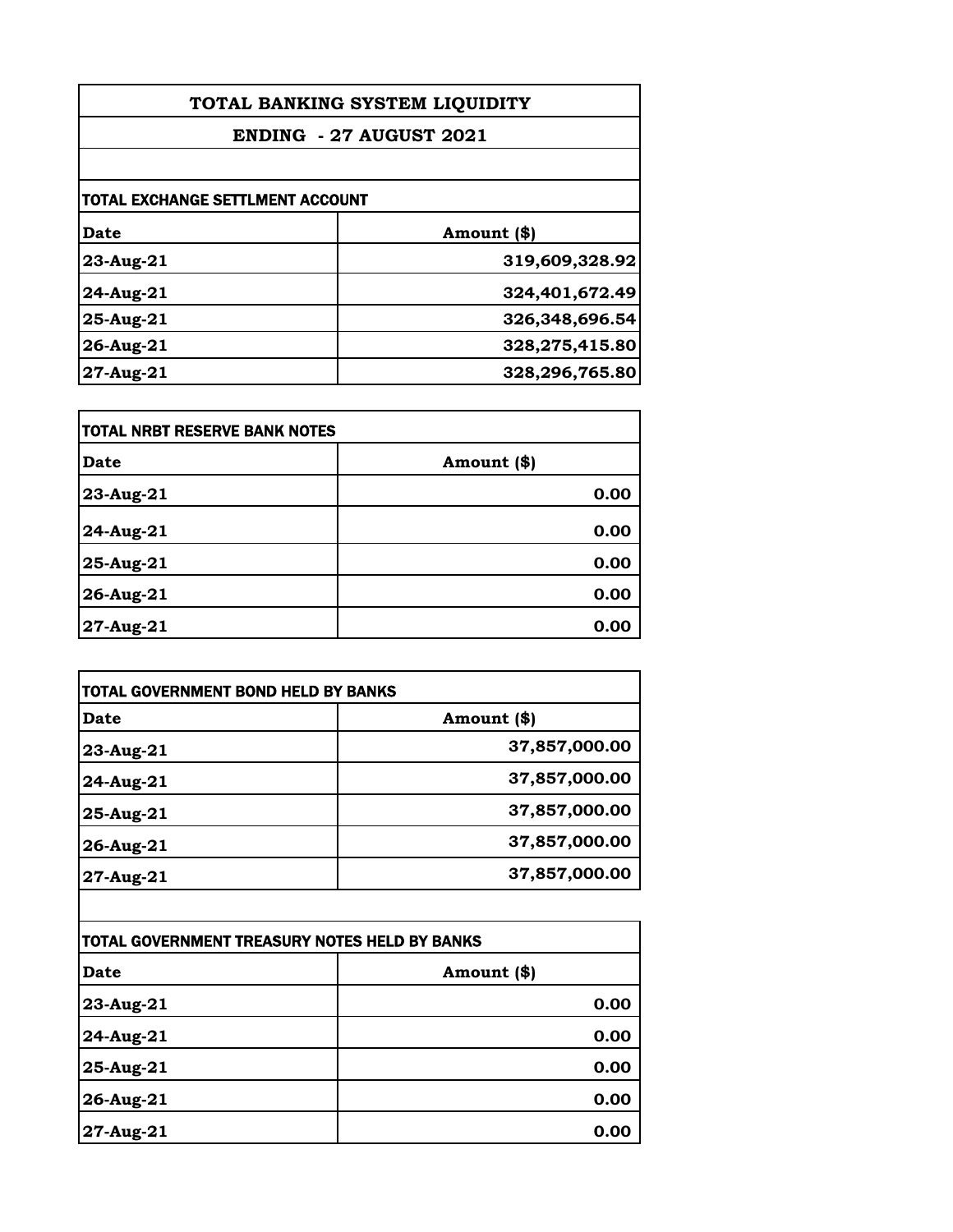# TOTAL BANKING SYSTEM LIQUIDITY

## ENDING - 27 AUGUST 2021

### TOTAL EXCHANGE SETTLMENT ACCOUNT

| Date | Amount ($) |
|---|---|
| 23-Aug-21 | 319,609,328.92 |
| 24-Aug-21 | 324,401,672.49 |
| 25-Aug-21 | 326,348,696.54 |
| 26-Aug-21 | 328,275,415.80 |
| 27-Aug-21 | 328,296,765.80 |

### TOTAL NRBT RESERVE BANK NOTES

| Date | Amount ($) |
|---|---|
| 23-Aug-21 | 0.00 |
| 24-Aug-21 | 0.00 |
| 25-Aug-21 | 0.00 |
| 26-Aug-21 | 0.00 |
| 27-Aug-21 | 0.00 |

### TOTAL GOVERNMENT BOND HELD BY BANKS

| Date | Amount ($) |
|---|---|
| 23-Aug-21 | 37,857,000.00 |
| 24-Aug-21 | 37,857,000.00 |
| 25-Aug-21 | 37,857,000.00 |
| 26-Aug-21 | 37,857,000.00 |
| 27-Aug-21 | 37,857,000.00 |

### TOTAL GOVERNMENT TREASURY NOTES HELD BY BANKS

| Date | Amount ($) |
|---|---|
| 23-Aug-21 | 0.00 |
| 24-Aug-21 | 0.00 |
| 25-Aug-21 | 0.00 |
| 26-Aug-21 | 0.00 |
| 27-Aug-21 | 0.00 |